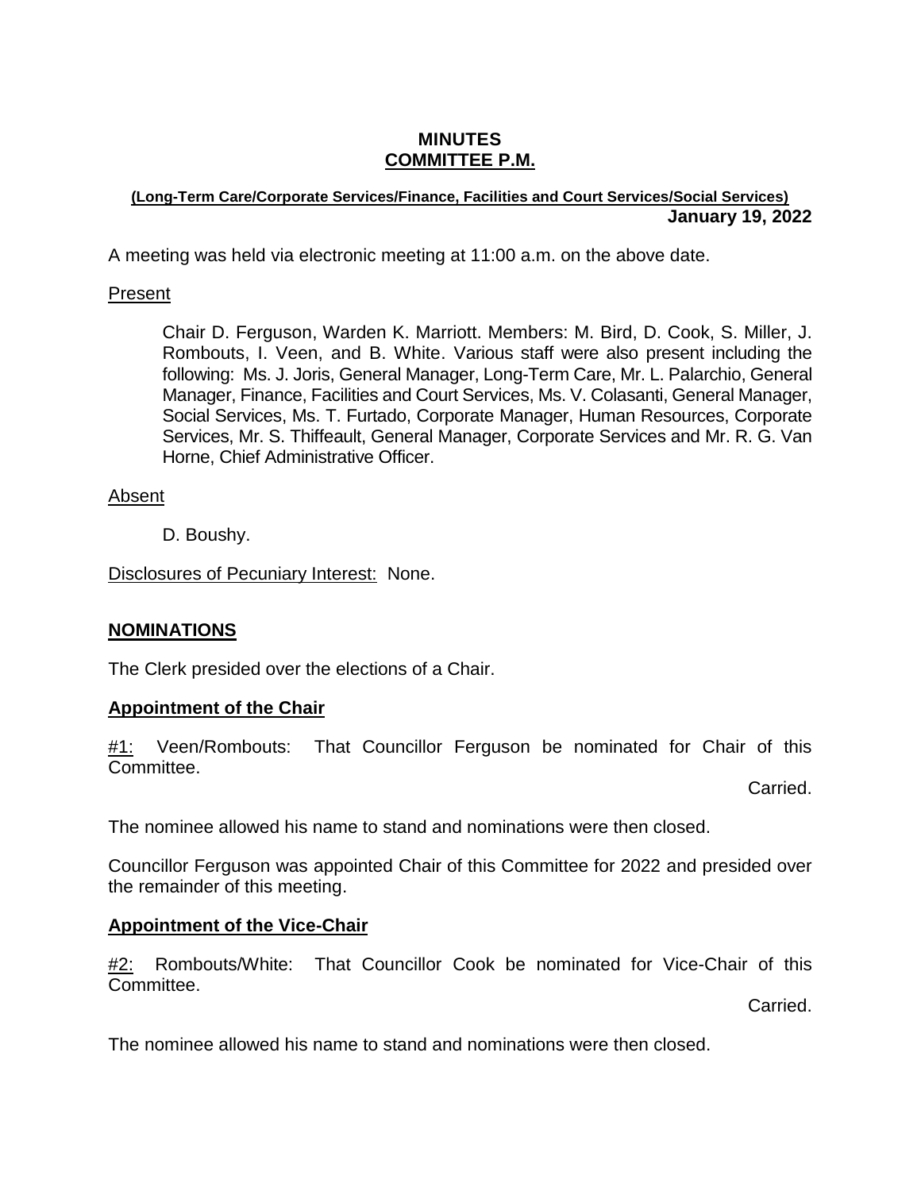# MINUTES
## COMMITTEE P.M.

**(Long-Term Care/Corporate Services/Finance, Facilities and Court Services/Social Services)**

**January 19, 2022**

A meeting was held via electronic meeting at 11:00 a.m. on the above date.

Present

Chair D. Ferguson, Warden K. Marriott. Members: M. Bird, D. Cook, S. Miller, J. Rombouts, I. Veen, and B. White. Various staff were also present including the following: Ms. J. Joris, General Manager, Long-Term Care, Mr. L. Palarchio, General Manager, Finance, Facilities and Court Services, Ms. V. Colasanti, General Manager, Social Services, Ms. T. Furtado, Corporate Manager, Human Resources, Corporate Services, Mr. S. Thiffeault, General Manager, Corporate Services and Mr. R. G. Van Horne, Chief Administrative Officer.

Absent

D. Boushy.

Disclosures of Pecuniary Interest: None.

### NOMINATIONS

The Clerk presided over the elections of a Chair.

### Appointment of the Chair

#1: Veen/Rombouts: That Councillor Ferguson be nominated for Chair of this Committee.

Carried.

The nominee allowed his name to stand and nominations were then closed.

Councillor Ferguson was appointed Chair of this Committee for 2022 and presided over the remainder of this meeting.

### Appointment of the Vice-Chair

#2: Rombouts/White: That Councillor Cook be nominated for Vice-Chair of this Committee.

Carried.

The nominee allowed his name to stand and nominations were then closed.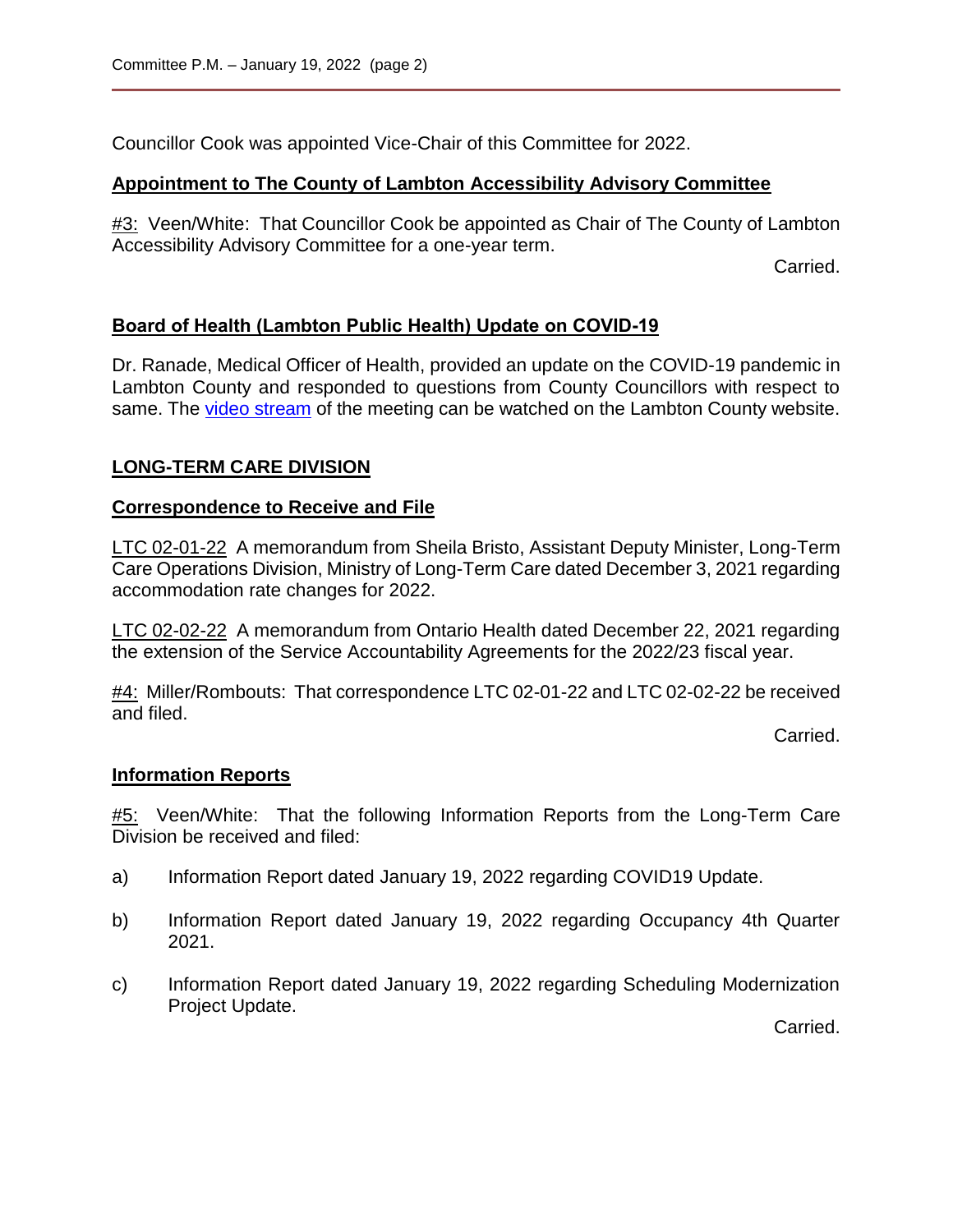Councillor Cook was appointed Vice-Chair of this Committee for 2022.

**Appointment to The County of Lambton Accessibility Advisory Committee**

#3: Veen/White: That Councillor Cook be appointed as Chair of The County of Lambton Accessibility Advisory Committee for a one-year term.

Carried.

**Board of Health (Lambton Public Health) Update on COVID-19**

Dr. Ranade, Medical Officer of Health, provided an update on the COVID-19 pandemic in Lambton County and responded to questions from County Councillors with respect to same. The video stream of the meeting can be watched on the Lambton County website.

**LONG-TERM CARE DIVISION**

**Correspondence to Receive and File**

LTC 02-01-22 A memorandum from Sheila Bristo, Assistant Deputy Minister, Long-Term Care Operations Division, Ministry of Long-Term Care dated December 3, 2021 regarding accommodation rate changes for 2022.

LTC 02-02-22 A memorandum from Ontario Health dated December 22, 2021 regarding the extension of the Service Accountability Agreements for the 2022/23 fiscal year.

#4: Miller/Rombouts: That correspondence LTC 02-01-22 and LTC 02-02-22 be received and filed.

Carried.

**Information Reports**

#5: Veen/White: That the following Information Reports from the Long-Term Care Division be received and filed:

a) Information Report dated January 19, 2022 regarding COVID19 Update.

b) Information Report dated January 19, 2022 regarding Occupancy 4th Quarter 2021.

c) Information Report dated January 19, 2022 regarding Scheduling Modernization Project Update.

Carried.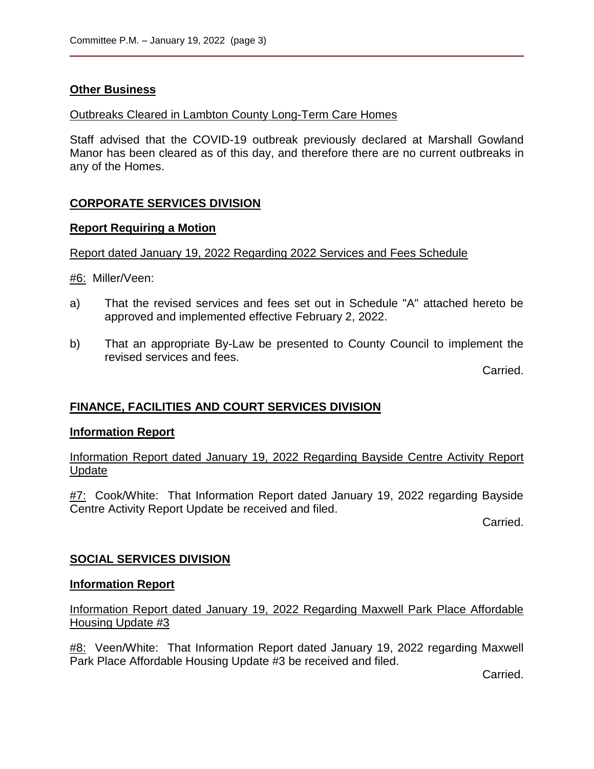## Other Business

Outbreaks Cleared in Lambton County Long-Term Care Homes

Staff advised that the COVID-19 outbreak previously declared at Marshall Gowland Manor has been cleared as of this day, and therefore there are no current outbreaks in any of the Homes.

## CORPORATE SERVICES DIVISION

### Report Requiring a Motion

Report dated January 19, 2022 Regarding 2022 Services and Fees Schedule

#6: Miller/Veen:

a) That the revised services and fees set out in Schedule "A" attached hereto be approved and implemented effective February 2, 2022.

b) That an appropriate By-Law be presented to County Council to implement the revised services and fees.

Carried.

## FINANCE, FACILITIES AND COURT SERVICES DIVISION

### Information Report

Information Report dated January 19, 2022 Regarding Bayside Centre Activity Report Update

#7: Cook/White: That Information Report dated January 19, 2022 regarding Bayside Centre Activity Report Update be received and filed.

Carried.

## SOCIAL SERVICES DIVISION

### Information Report

Information Report dated January 19, 2022 Regarding Maxwell Park Place Affordable Housing Update #3

#8: Veen/White: That Information Report dated January 19, 2022 regarding Maxwell Park Place Affordable Housing Update #3 be received and filed.

Carried.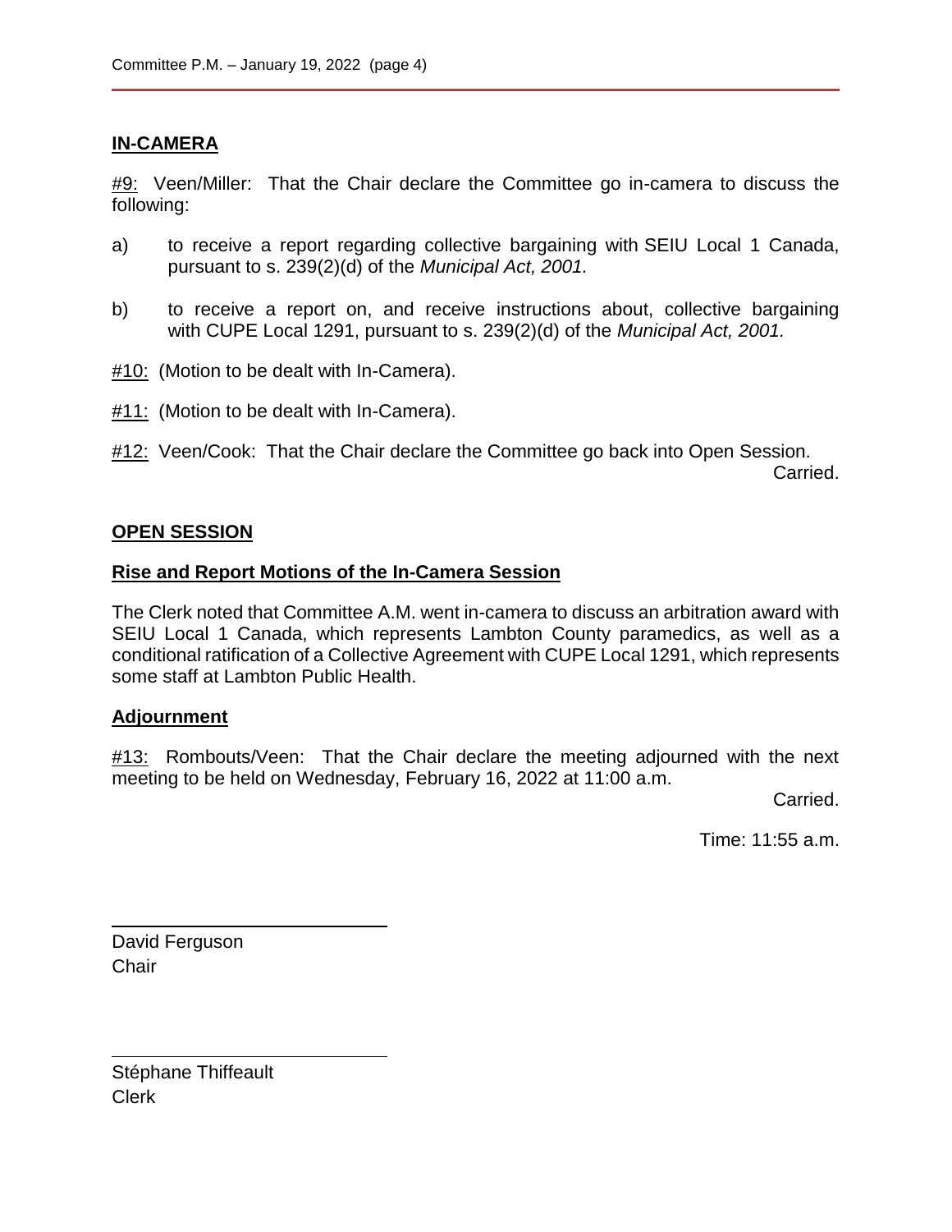## IN-CAMERA

#9: Veen/Miller: That the Chair declare the Committee go in-camera to discuss the following:

a) to receive a report regarding collective bargaining with SEIU Local 1 Canada, pursuant to s. 239(2)(d) of the *Municipal Act, 2001.*

b) to receive a report on, and receive instructions about, collective bargaining with CUPE Local 1291, pursuant to s. 239(2)(d) of the *Municipal Act, 2001.*

#10: (Motion to be dealt with In-Camera).

#11: (Motion to be dealt with In-Camera).

#12: Veen/Cook: That the Chair declare the Committee go back into Open Session.

Carried.

## OPEN SESSION

### Rise and Report Motions of the In-Camera Session

The Clerk noted that Committee A.M. went in-camera to discuss an arbitration award with SEIU Local 1 Canada, which represents Lambton County paramedics, as well as a conditional ratification of a Collective Agreement with CUPE Local 1291, which represents some staff at Lambton Public Health.

### Adjournment

#13: Rombouts/Veen: That the Chair declare the meeting adjourned with the next meeting to be held on Wednesday, February 16, 2022 at 11:00 a.m.

Carried.

Time: 11:55 a.m.

David Ferguson
Chair

Stéphane Thiffeault
Clerk